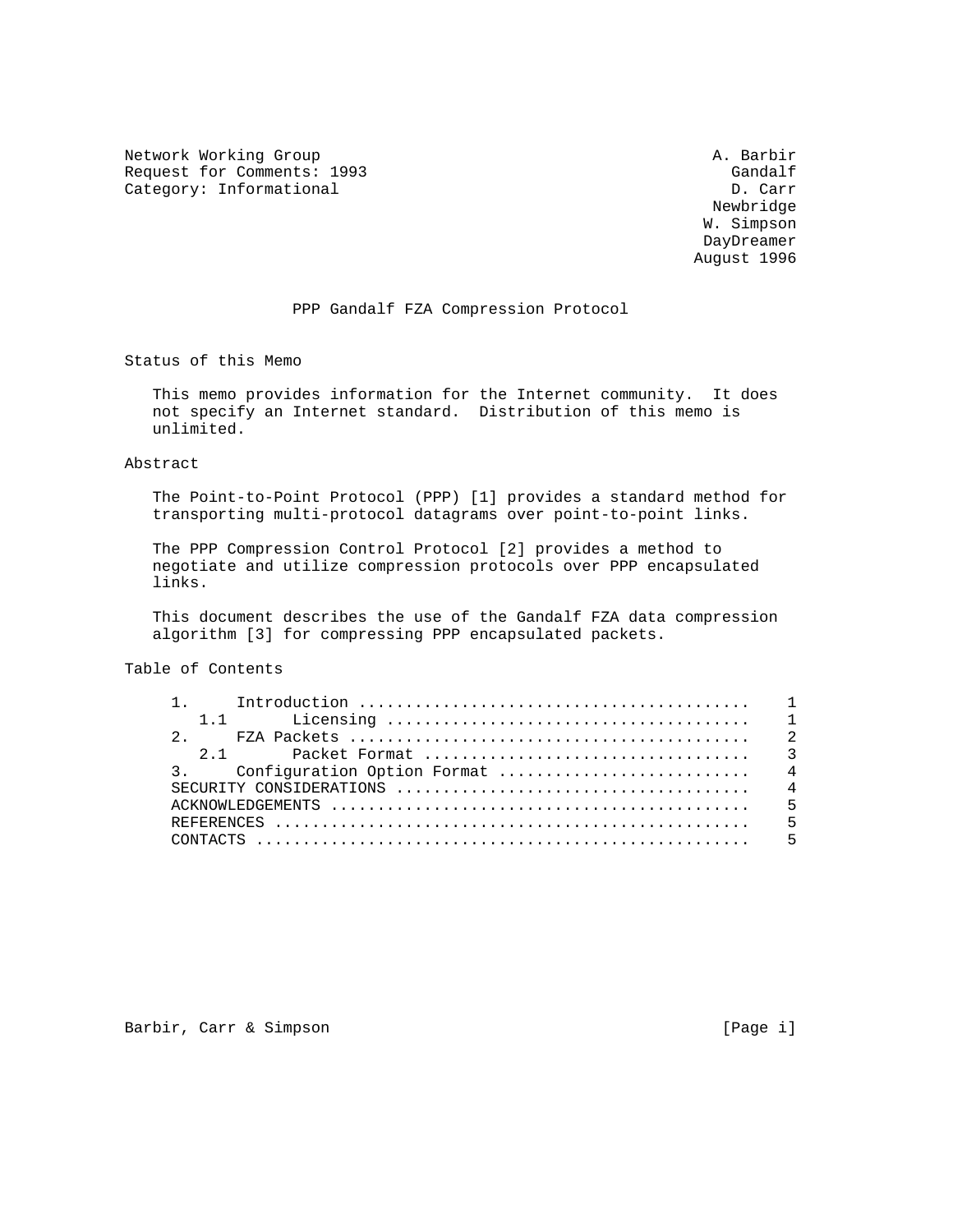Network Working Group A. Barbir
Request for Comments: 1993 Gandalf
Category: Informational D. Carr
Newbridge
W. Simpson
DayDreamer
August 1996

# PPP Gandalf FZA Compression Protocol

## Status of this Memo

This memo provides information for the Internet community. It does not specify an Internet standard. Distribution of this memo is unlimited.

## Abstract

The Point-to-Point Protocol (PPP) [1] provides a standard method for transporting multi-protocol datagrams over point-to-point links.

The PPP Compression Control Protocol [2] provides a method to negotiate and utilize compression protocols over PPP encapsulated links.

This document describes the use of the Gandalf FZA data compression algorithm [3] for compressing PPP encapsulated packets.

## Table of Contents

```
     1.     Introduction ..........................................    1
        1.1       Licensing .......................................    1
     2.     FZA Packets ...........................................    2
        2.1       Packet Format ...................................    3
     3.     Configuration Option Format ...........................    4
     SECURITY CONSIDERATIONS ......................................    4
     ACKNOWLEDGEMENTS .............................................    5
     REFERENCES ...................................................    5
     CONTACTS .....................................................    5
```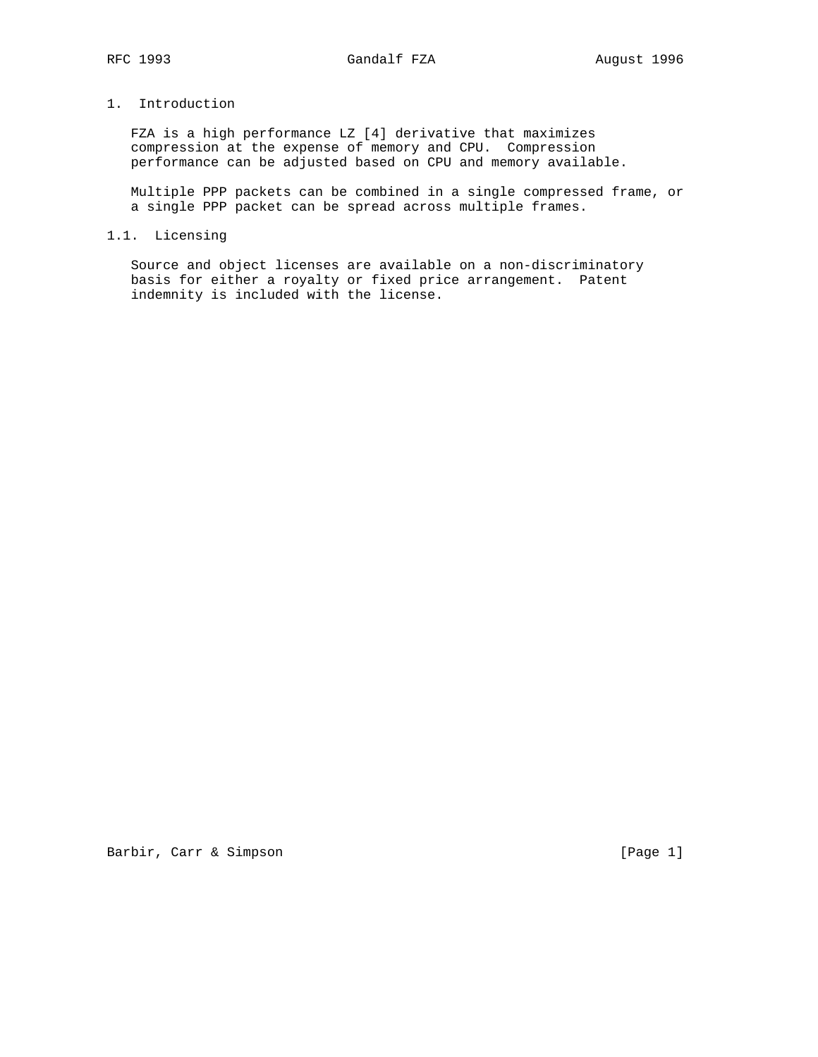# 1. Introduction

FZA is a high performance LZ [4] derivative that maximizes compression at the expense of memory and CPU. Compression performance can be adjusted based on CPU and memory available.

Multiple PPP packets can be combined in a single compressed frame, or a single PPP packet can be spread across multiple frames.

## 1.1. Licensing

Source and object licenses are available on a non-discriminatory basis for either a royalty or fixed price arrangement. Patent indemnity is included with the license.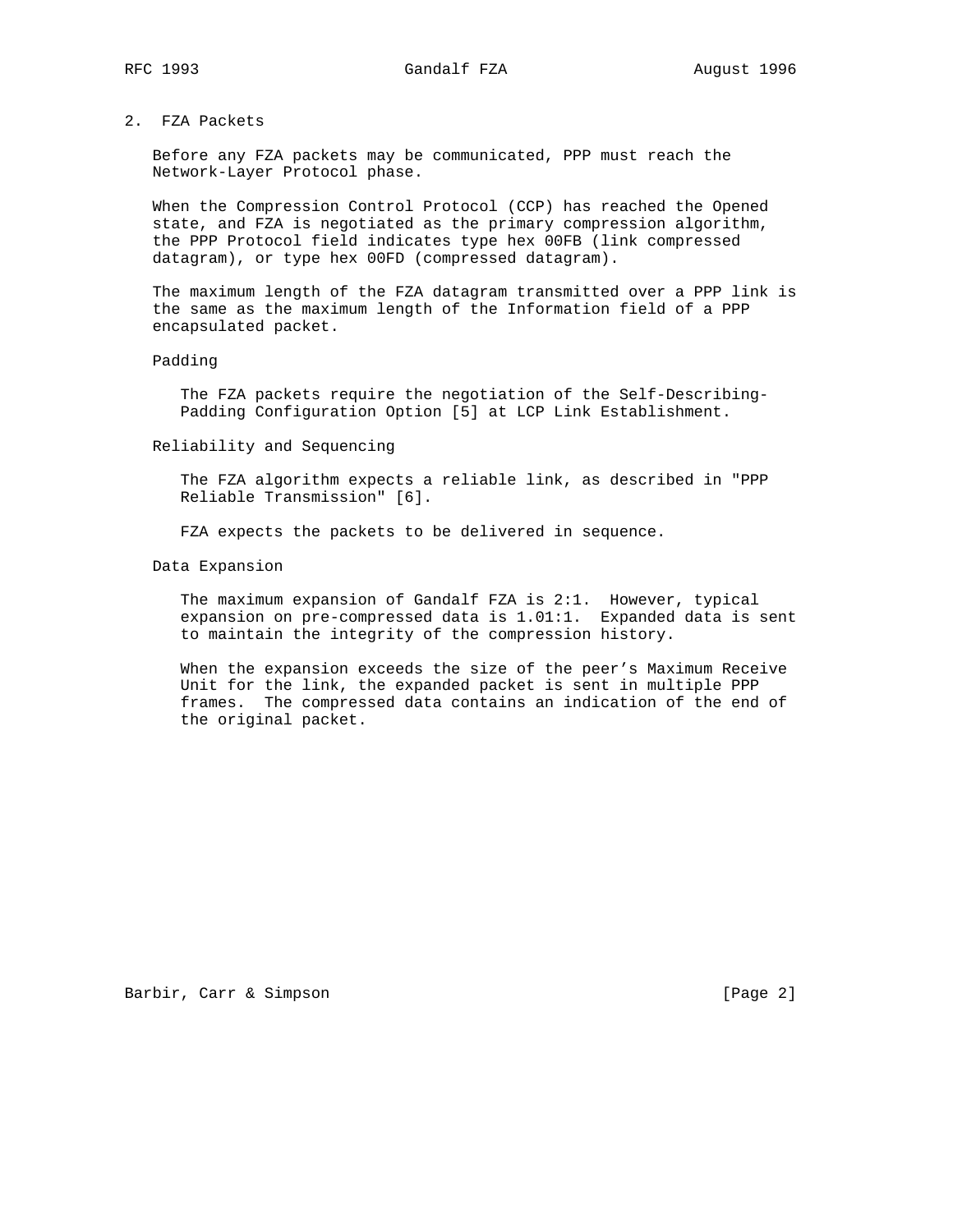## 2. FZA Packets

Before any FZA packets may be communicated, PPP must reach the Network-Layer Protocol phase.

When the Compression Control Protocol (CCP) has reached the Opened state, and FZA is negotiated as the primary compression algorithm, the PPP Protocol field indicates type hex 00FB (link compressed datagram), or type hex 00FD (compressed datagram).

The maximum length of the FZA datagram transmitted over a PPP link is the same as the maximum length of the Information field of a PPP encapsulated packet.

### Padding

The FZA packets require the negotiation of the Self-Describing-Padding Configuration Option [5] at LCP Link Establishment.

### Reliability and Sequencing

The FZA algorithm expects a reliable link, as described in "PPP Reliable Transmission" [6].

FZA expects the packets to be delivered in sequence.

### Data Expansion

The maximum expansion of Gandalf FZA is 2:1. However, typical expansion on pre-compressed data is 1.01:1. Expanded data is sent to maintain the integrity of the compression history.

When the expansion exceeds the size of the peer's Maximum Receive Unit for the link, the expanded packet is sent in multiple PPP frames. The compressed data contains an indication of the end of the original packet.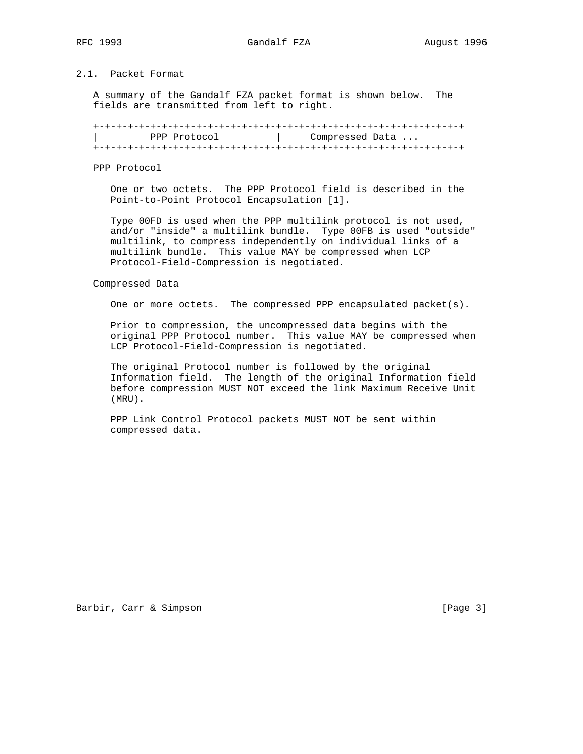## 2.1. Packet Format

A summary of the Gandalf FZA packet format is shown below. The fields are transmitted from left to right.

```
+-+-+-+-+-+-+-+-+-+-+-+-+-+-+-+-+-+-+-+-+-+-+-+-+-+-+-+-+-+-+-+-+
|         PPP Protocol          |     Compressed Data ...
+-+-+-+-+-+-+-+-+-+-+-+-+-+-+-+-+-+-+-+-+-+-+-+-+-+-+-+-+-+-+-+-+
```

PPP Protocol

One or two octets. The PPP Protocol field is described in the Point-to-Point Protocol Encapsulation [1].

Type 00FD is used when the PPP multilink protocol is not used, and/or "inside" a multilink bundle. Type 00FB is used "outside" multilink, to compress independently on individual links of a multilink bundle. This value MAY be compressed when LCP Protocol-Field-Compression is negotiated.

Compressed Data

One or more octets. The compressed PPP encapsulated packet(s).

Prior to compression, the uncompressed data begins with the original PPP Protocol number. This value MAY be compressed when LCP Protocol-Field-Compression is negotiated.

The original Protocol number is followed by the original Information field. The length of the original Information field before compression MUST NOT exceed the link Maximum Receive Unit (MRU).

PPP Link Control Protocol packets MUST NOT be sent within compressed data.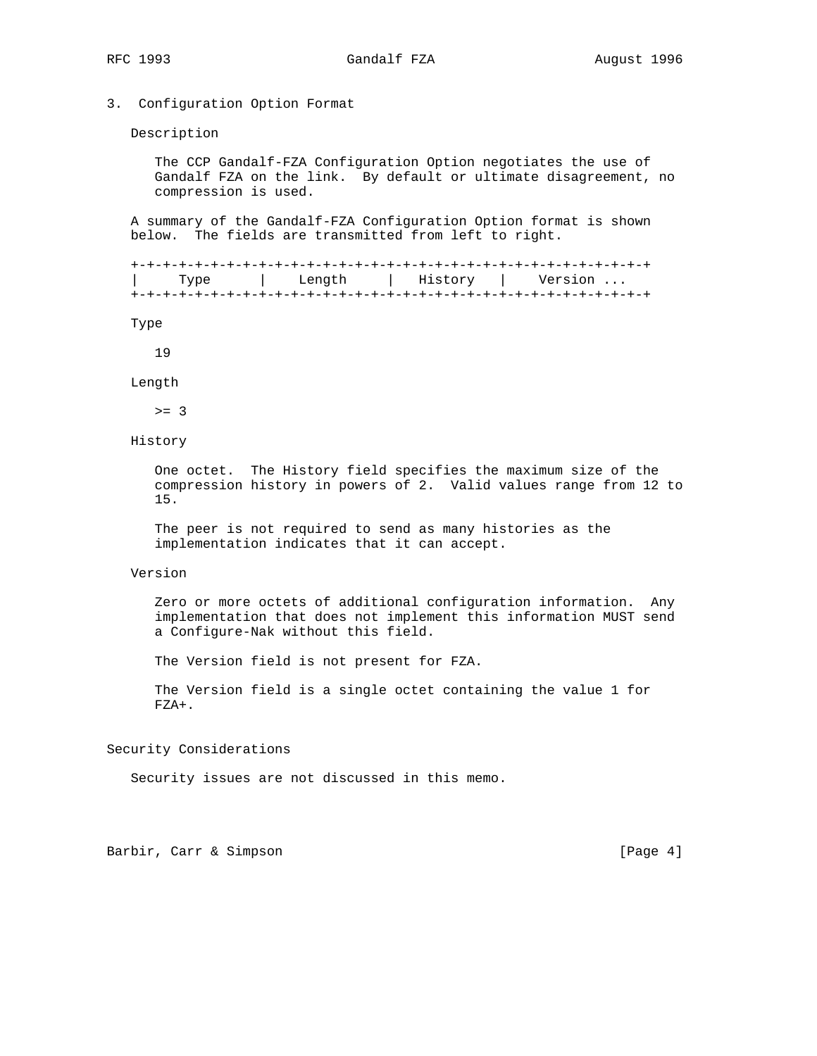## 3. Configuration Option Format

Description

The CCP Gandalf-FZA Configuration Option negotiates the use of Gandalf FZA on the link. By default or ultimate disagreement, no compression is used.

A summary of the Gandalf-FZA Configuration Option format is shown below. The fields are transmitted from left to right.

```
+-+-+-+-+-+-+-+-+-+-+-+-+-+-+-+-+-+-+-+-+-+-+-+-+-+-+-+-+-+-+-+-+
|     Type      |    Length     |   History     |    Version ...
+-+-+-+-+-+-+-+-+-+-+-+-+-+-+-+-+-+-+-+-+-+-+-+-+-+-+-+-+-+-+-+-+
```

Type

19

Length

>= 3

History

One octet. The History field specifies the maximum size of the compression history in powers of 2. Valid values range from 12 to 15.

The peer is not required to send as many histories as the implementation indicates that it can accept.

Version

Zero or more octets of additional configuration information. Any implementation that does not implement this information MUST send a Configure-Nak without this field.

The Version field is not present for FZA.

The Version field is a single octet containing the value 1 for FZA+.

## Security Considerations

Security issues are not discussed in this memo.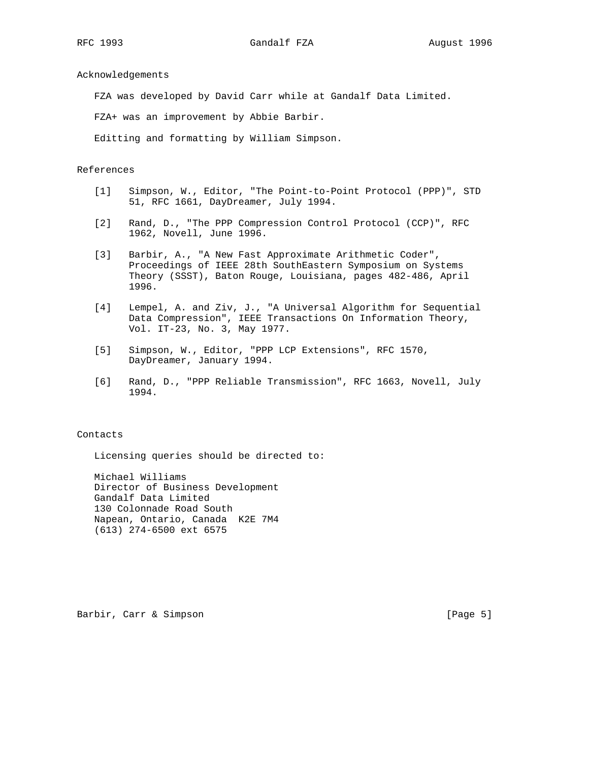## Acknowledgements

FZA was developed by David Carr while at Gandalf Data Limited.

FZA+ was an improvement by Abbie Barbir.

Editting and formatting by William Simpson.

## References

[1] Simpson, W., Editor, "The Point-to-Point Protocol (PPP)", STD 51, RFC 1661, DayDreamer, July 1994.

[2] Rand, D., "The PPP Compression Control Protocol (CCP)", RFC 1962, Novell, June 1996.

[3] Barbir, A., "A New Fast Approximate Arithmetic Coder", Proceedings of IEEE 28th SouthEastern Symposium on Systems Theory (SSST), Baton Rouge, Louisiana, pages 482-486, April 1996.

[4] Lempel, A. and Ziv, J., "A Universal Algorithm for Sequential Data Compression", IEEE Transactions On Information Theory, Vol. IT-23, No. 3, May 1977.

[5] Simpson, W., Editor, "PPP LCP Extensions", RFC 1570, DayDreamer, January 1994.

[6] Rand, D., "PPP Reliable Transmission", RFC 1663, Novell, July 1994.

## Contacts

Licensing queries should be directed to:

Michael Williams  
Director of Business Development  
Gandalf Data Limited  
130 Colonnade Road South  
Napean, Ontario, Canada  K2E 7M4  
(613) 274-6500 ext 6575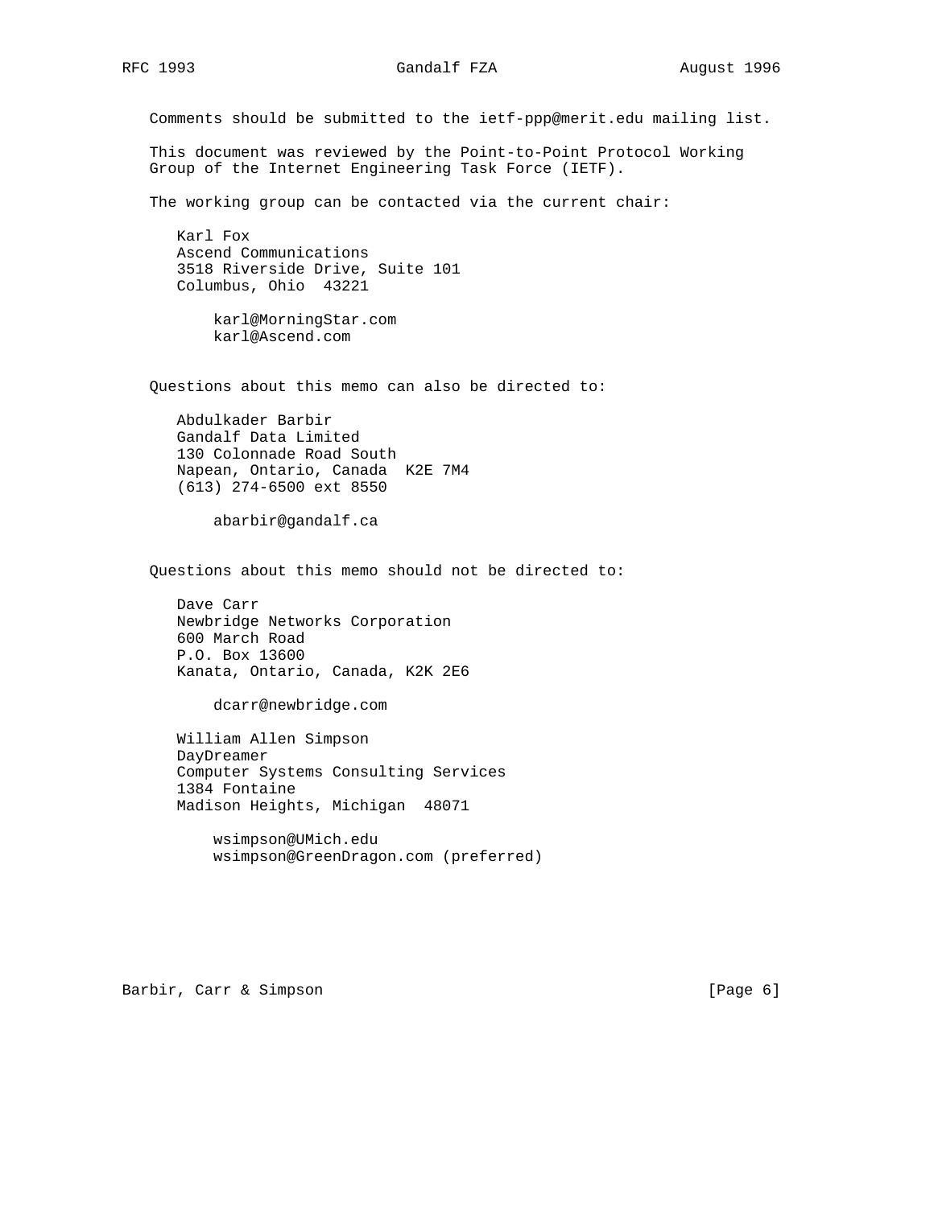Comments should be submitted to the ietf-ppp@merit.edu mailing list.

This document was reviewed by the Point-to-Point Protocol Working Group of the Internet Engineering Task Force (IETF).

The working group can be contacted via the current chair:

Karl Fox
Ascend Communications
3518 Riverside Drive, Suite 101
Columbus, Ohio  43221

karl@MorningStar.com
karl@Ascend.com

Questions about this memo can also be directed to:

Abdulkader Barbir
Gandalf Data Limited
130 Colonnade Road South
Napean, Ontario, Canada  K2E 7M4
(613) 274-6500 ext 8550

abarbir@gandalf.ca

Questions about this memo should not be directed to:

Dave Carr
Newbridge Networks Corporation
600 March Road
P.O. Box 13600
Kanata, Ontario, Canada, K2K 2E6

dcarr@newbridge.com

William Allen Simpson
DayDreamer
Computer Systems Consulting Services
1384 Fontaine
Madison Heights, Michigan  48071

wsimpson@UMich.edu
wsimpson@GreenDragon.com (preferred)